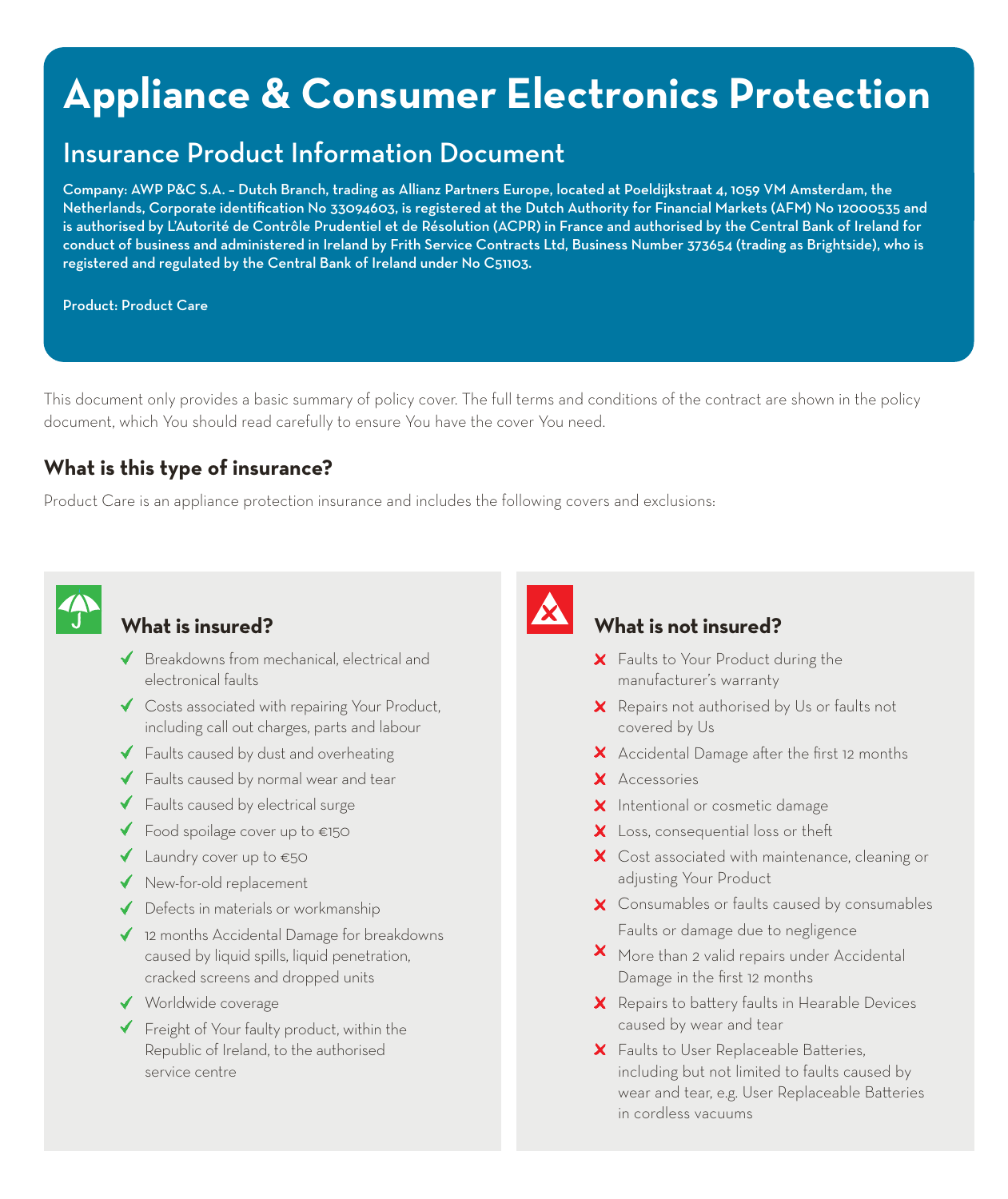# Appliance & Consumer Electronics Protection

## Insurance Product Information Document

**Company: AWP P&C S.A. – Dutch Branch, trading as Allianz Partners Europe, located at Poeldijkstraat 4, 1059 VM Amsterdam, the Netherlands, Corporate identification No 33094603, is registered at the Dutch Authority for Financial Markets (AFM) No 12000535 and is authorised by L'Autorité de Contrôle Prudentiel et de Résolution (ACPR) in France and authorised by the Central Bank of Ireland for conduct of business and administered in Ireland by Frith Service Contracts Ltd, Business Number 373654 (trading as Brightside), who is registered and regulated by the Central Bank of Ireland under No C51103.**

**Product: Product Care**

This document only provides a basic summary of policy cover. The full terms and conditions of the contract are shown in the policy document, which You should read carefully to ensure You have the cover You need.

### What is this type of insurance?

Product Care is an appliance protection insurance and includes the following covers and exclusions:

### What is insured?

- ✔ Breakdowns from mechanical, electrical and electronical faults
- ✔ Costs associated with repairing Your Product, including call out charges, parts and labour
- ✔ Faults caused by dust and overheating
- ✔ Faults caused by normal wear and tear
- ✔ Faults caused by electrical surge
- ✔ Food spoilage cover up to €150
- ✔ Laundry cover up to €50
- ✔ New-for-old replacement
- ✔ Defects in materials or workmanship
- ✔ 12 months Accidental Damage for breakdowns caused by liquid spills, liquid penetration, cracked screens and dropped units
- ✔ Worldwide coverage
- ✔ Freight of Your faulty product, within the Republic of Ireland, to the authorised service centre

### What is not insured?

- ✘ Faults to Your Product during the manufacturer's warranty
- ✘ Repairs not authorised by Us or faults not covered by Us
- ✘ Accidental Damage after the first 12 months
- ✘ Accessories
- ✘ Intentional or cosmetic damage
- ✘ Loss, consequential loss or theft
- ✘ Cost associated with maintenance, cleaning or adjusting Your Product
- ✘ Consumables or faults caused by consumables
- Faults or damage due to negligence
- ✘ More than 2 valid repairs under Accidental Damage in the first 12 months
- ✘ Repairs to battery faults in Hearable Devices caused by wear and tear
- ✘ Faults to User Replaceable Batteries, including but not limited to faults caused by wear and tear, e.g. User Replaceable Batteries in cordless vacuums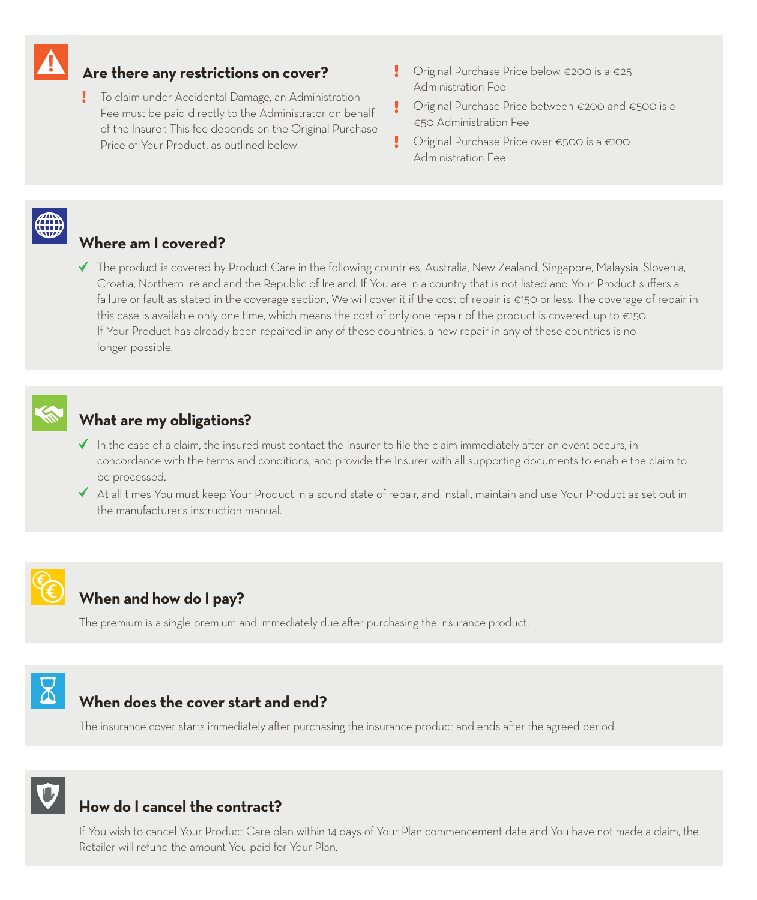## Are there any restrictions on cover?

- To claim under Accidental Damage, an Administration Fee must be paid directly to the Administrator on behalf of the Insurer. This fee depends on the Original Purchase Price of Your Product, as outlined below
- Original Purchase Price below €200 is a €25 Administration Fee
- Original Purchase Price between €200 and €500 is a €50 Administration Fee
- Original Purchase Price over €500 is a €100 Administration Fee

## Where am I covered?

- ✓ The product is covered by Product Care in the following countries; Australia, New Zealand, Singapore, Malaysia, Slovenia, Croatia, Northern Ireland and the Republic of Ireland. If You are in a country that is not listed and Your Product suffers a failure or fault as stated in the coverage section, We will cover it if the cost of repair is €150 or less. The coverage of repair in this case is available only one time, which means the cost of only one repair of the product is covered, up to €150. If Your Product has already been repaired in any of these countries, a new repair in any of these countries is no longer possible.

## What are my obligations?

- ✓ In the case of a claim, the insured must contact the Insurer to file the claim immediately after an event occurs, in concordance with the terms and conditions, and provide the Insurer with all supporting documents to enable the claim to be processed.
- ✓ At all times You must keep Your Product in a sound state of repair, and install, maintain and use Your Product as set out in the manufacturer's instruction manual.

## When and how do I pay?

The premium is a single premium and immediately due after purchasing the insurance product.

## When does the cover start and end?

The insurance cover starts immediately after purchasing the insurance product and ends after the agreed period.

## How do I cancel the contract?

If You wish to cancel Your Product Care plan within 14 days of Your Plan commencement date and You have not made a claim, the Retailer will refund the amount You paid for Your Plan.